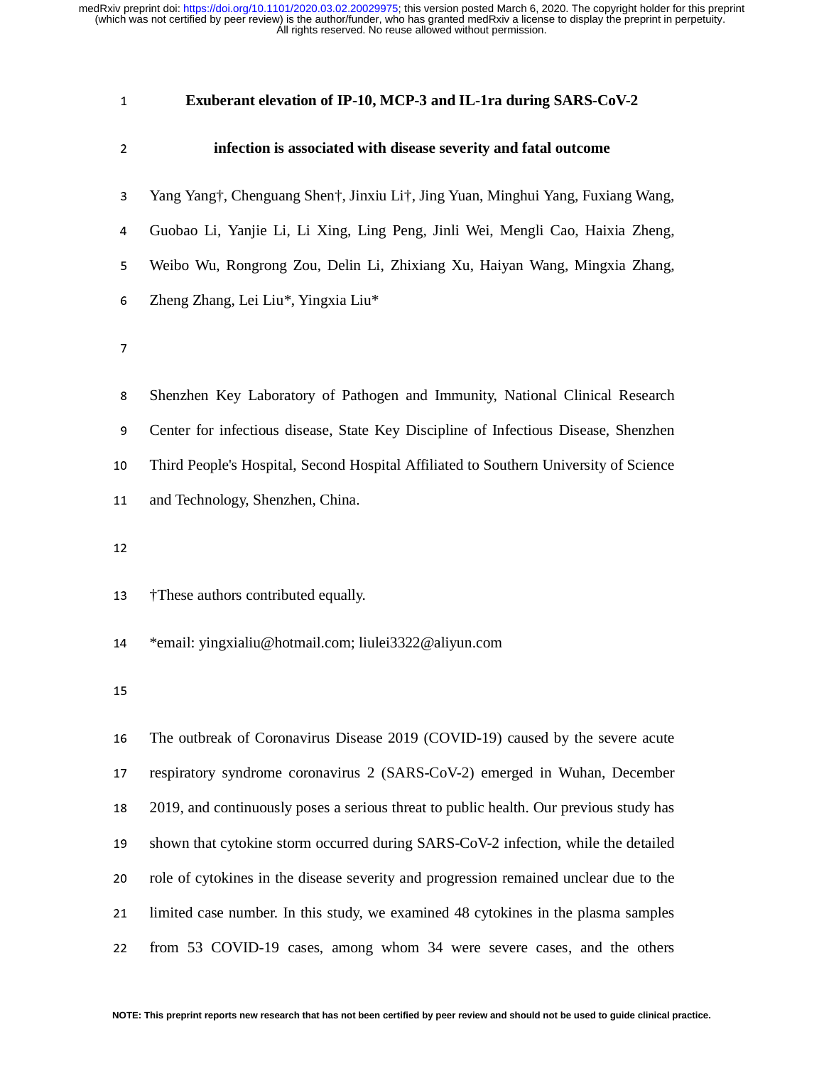# Exuberant elevation of IP-10, MCP-3 and IL-1ra during SARS-CoV-2 infection is associated with disease severity and fatal outcome

Yang Yang†, Chenguang Shen†, Jinxiu Li†, Jing Yuan, Minghui Yang, Fuxiang Wang, Guobao Li, Yanjie Li, Li Xing, Ling Peng, Jinli Wei, Mengli Cao, Haixia Zheng, Weibo Wu, Rongrong Zou, Delin Li, Zhixiang Xu, Haiyan Wang, Mingxia Zhang, Zheng Zhang, Lei Liu*, Yingxia Liu*

Shenzhen Key Laboratory of Pathogen and Immunity, National Clinical Research Center for infectious disease, State Key Discipline of Infectious Disease, Shenzhen Third People's Hospital, Second Hospital Affiliated to Southern University of Science and Technology, Shenzhen, China.

†These authors contributed equally.

*email: yingxialiu@hotmail.com; liulei3322@aliyun.com

The outbreak of Coronavirus Disease 2019 (COVID-19) caused by the severe acute respiratory syndrome coronavirus 2 (SARS-CoV-2) emerged in Wuhan, December 2019, and continuously poses a serious threat to public health. Our previous study has shown that cytokine storm occurred during SARS-CoV-2 infection, while the detailed role of cytokines in the disease severity and progression remained unclear due to the limited case number. In this study, we examined 48 cytokines in the plasma samples from 53 COVID-19 cases, among whom 34 were severe cases, and the others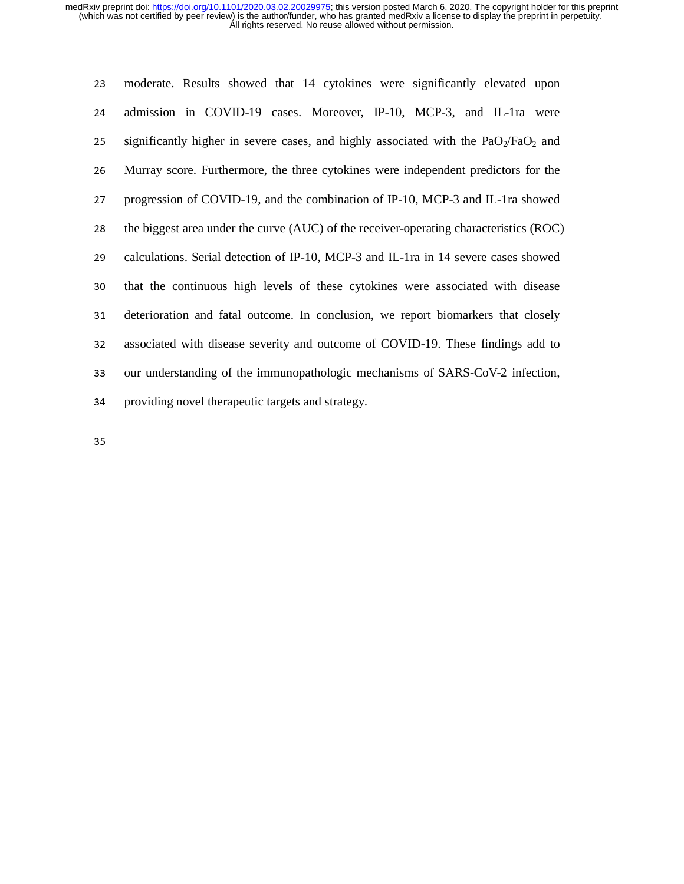moderate. Results showed that 14 cytokines were significantly elevated upon admission in COVID-19 cases. Moreover, IP-10, MCP-3, and IL-1ra were significantly higher in severe cases, and highly associated with the $PaO_2/FaO_2$ and Murray score. Furthermore, the three cytokines were independent predictors for the progression of COVID-19, and the combination of IP-10, MCP-3 and IL-1ra showed the biggest area under the curve (AUC) of the receiver-operating characteristics (ROC) calculations. Serial detection of IP-10, MCP-3 and IL-1ra in 14 severe cases showed that the continuous high levels of these cytokines were associated with disease deterioration and fatal outcome. In conclusion, we report biomarkers that closely associated with disease severity and outcome of COVID-19. These findings add to our understanding of the immunopathologic mechanisms of SARS-CoV-2 infection, providing novel therapeutic targets and strategy.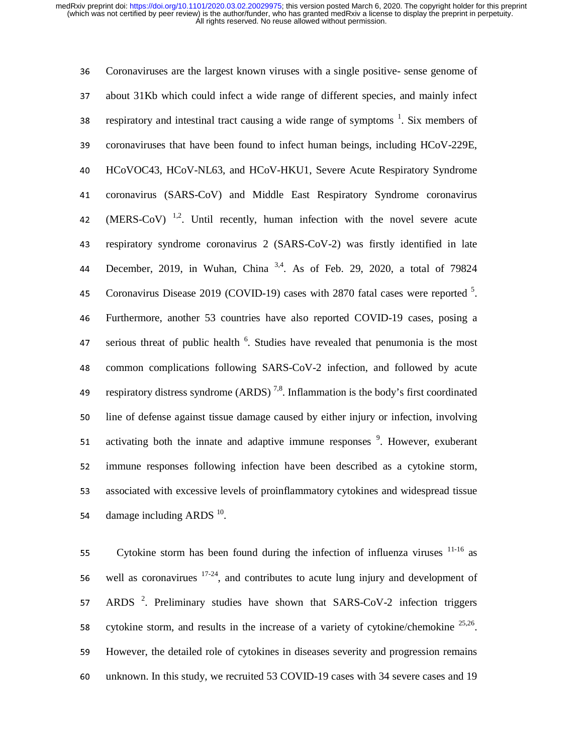Coronaviruses are the largest known viruses with a single positive- sense genome of about 31Kb which could infect a wide range of different species, and mainly infect respiratory and intestinal tract causing a wide range of symptoms [1]. Six members of coronaviruses that have been found to infect human beings, including HCoV-229E, HCoVOC43, HCoV-NL63, and HCoV-HKU1, Severe Acute Respiratory Syndrome coronavirus (SARS-CoV) and Middle East Respiratory Syndrome coronavirus (MERS-CoV) [1,2]. Until recently, human infection with the novel severe acute respiratory syndrome coronavirus 2 (SARS-CoV-2) was firstly identified in late December, 2019, in Wuhan, China [3,4]. As of Feb. 29, 2020, a total of 79824 Coronavirus Disease 2019 (COVID-19) cases with 2870 fatal cases were reported [5]. Furthermore, another 53 countries have also reported COVID-19 cases, posing a serious threat of public health [6]. Studies have revealed that penumonia is the most common complications following SARS-CoV-2 infection, and followed by acute respiratory distress syndrome (ARDS) [7,8]. Inflammation is the body's first coordinated line of defense against tissue damage caused by either injury or infection, involving activating both the innate and adaptive immune responses [9]. However, exuberant immune responses following infection have been described as a cytokine storm, associated with excessive levels of proinflammatory cytokines and widespread tissue damage including ARDS [10].

Cytokine storm has been found during the infection of influenza viruses [11-16] as well as coronavirues [17-24], and contributes to acute lung injury and development of ARDS [2]. Preliminary studies have shown that SARS-CoV-2 infection triggers cytokine storm, and results in the increase of a variety of cytokine/chemokine [25,26]. However, the detailed role of cytokines in diseases severity and progression remains unknown. In this study, we recruited 53 COVID-19 cases with 34 severe cases and 19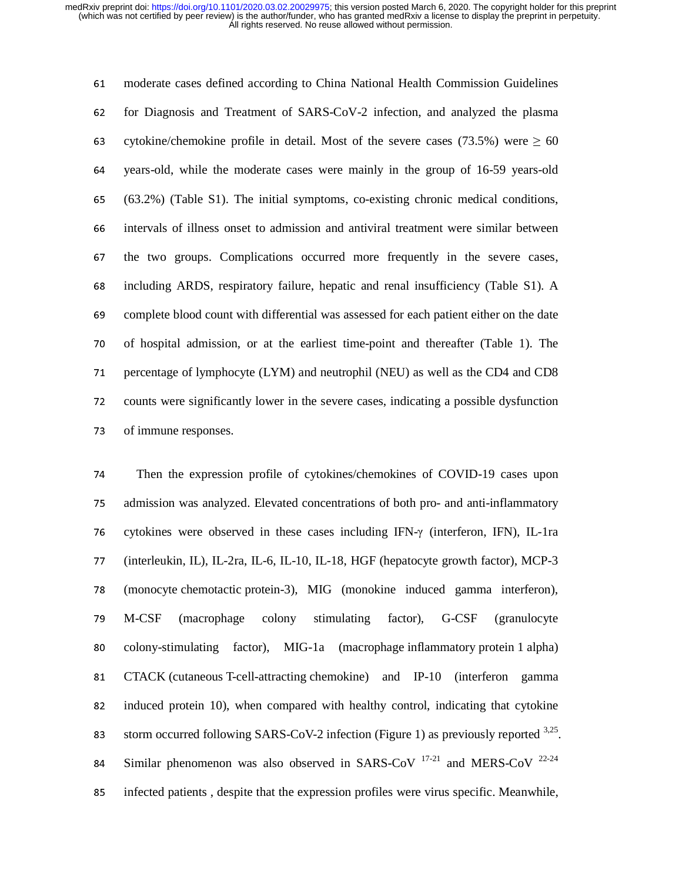moderate cases defined according to China National Health Commission Guidelines for Diagnosis and Treatment of SARS-CoV-2 infection, and analyzed the plasma cytokine/chemokine profile in detail. Most of the severe cases (73.5%) were $\geq$ 60 years-old, while the moderate cases were mainly in the group of 16-59 years-old (63.2%) (Table S1). The initial symptoms, co-existing chronic medical conditions, intervals of illness onset to admission and antiviral treatment were similar between the two groups. Complications occurred more frequently in the severe cases, including ARDS, respiratory failure, hepatic and renal insufficiency (Table S1). A complete blood count with differential was assessed for each patient either on the date of hospital admission, or at the earliest time-point and thereafter (Table 1). The percentage of lymphocyte (LYM) and neutrophil (NEU) as well as the CD4 and CD8 counts were significantly lower in the severe cases, indicating a possible dysfunction of immune responses.

Then the expression profile of cytokines/chemokines of COVID-19 cases upon admission was analyzed. Elevated concentrations of both pro- and anti-inflammatory cytokines were observed in these cases including IFN-γ (interferon, IFN), IL-1ra (interleukin, IL), IL-2ra, IL-6, IL-10, IL-18, HGF (hepatocyte growth factor), MCP-3 (monocyte chemotactic protein-3), MIG (monokine induced gamma interferon), M-CSF (macrophage colony stimulating factor), G-CSF (granulocyte colony-stimulating factor), MIG-1a (macrophage inflammatory protein 1 alpha) CTACK (cutaneous T-cell-attracting chemokine) and IP-10 (interferon gamma induced protein 10), when compared with healthy control, indicating that cytokine storm occurred following SARS-CoV-2 infection (Figure 1) as previously reported [3,25]. Similar phenomenon was also observed in SARS-CoV [17-21] and MERS-CoV [22-24] infected patients , despite that the expression profiles were virus specific. Meanwhile,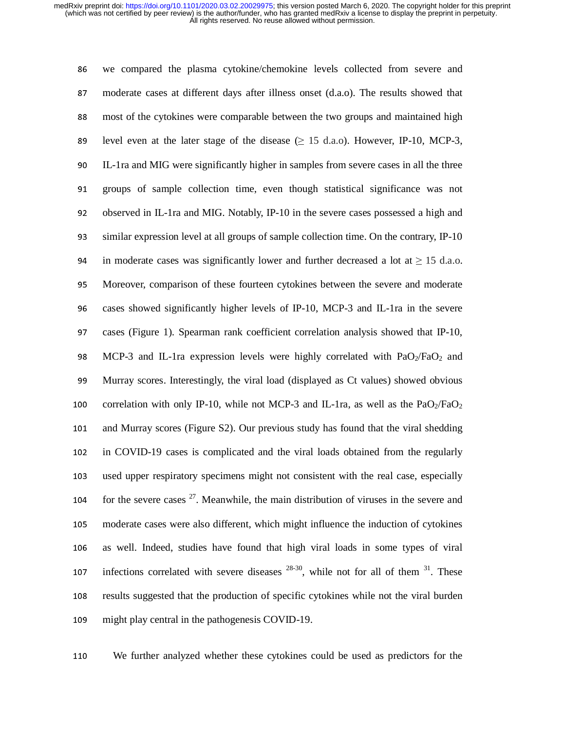we compared the plasma cytokine/chemokine levels collected from severe and moderate cases at different days after illness onset (d.a.o). The results showed that most of the cytokines were comparable between the two groups and maintained high level even at the later stage of the disease ($\geq$ 15 d.a.o). However, IP-10, MCP-3, IL-1ra and MIG were significantly higher in samples from severe cases in all the three groups of sample collection time, even though statistical significance was not observed in IL-1ra and MIG. Notably, IP-10 in the severe cases possessed a high and similar expression level at all groups of sample collection time. On the contrary, IP-10 in moderate cases was significantly lower and further decreased a lot at $\geq$ 15 d.a.o. Moreover, comparison of these fourteen cytokines between the severe and moderate cases showed significantly higher levels of IP-10, MCP-3 and IL-1ra in the severe cases (Figure 1). Spearman rank coefficient correlation analysis showed that IP-10, MCP-3 and IL-1ra expression levels were highly correlated with $PaO_2/FaO_2$ and Murray scores. Interestingly, the viral load (displayed as Ct values) showed obvious correlation with only IP-10, while not MCP-3 and IL-1ra, as well as the $PaO_2/FaO_2$ and Murray scores (Figure S2). Our previous study has found that the viral shedding in COVID-19 cases is complicated and the viral loads obtained from the regularly used upper respiratory specimens might not consistent with the real case, especially for the severe cases [27]. Meanwhile, the main distribution of viruses in the severe and moderate cases were also different, which might influence the induction of cytokines as well. Indeed, studies have found that high viral loads in some types of viral infections correlated with severe diseases [28-30], while not for all of them [31]. These results suggested that the production of specific cytokines while not the viral burden might play central in the pathogenesis COVID-19.

We further analyzed whether these cytokines could be used as predictors for the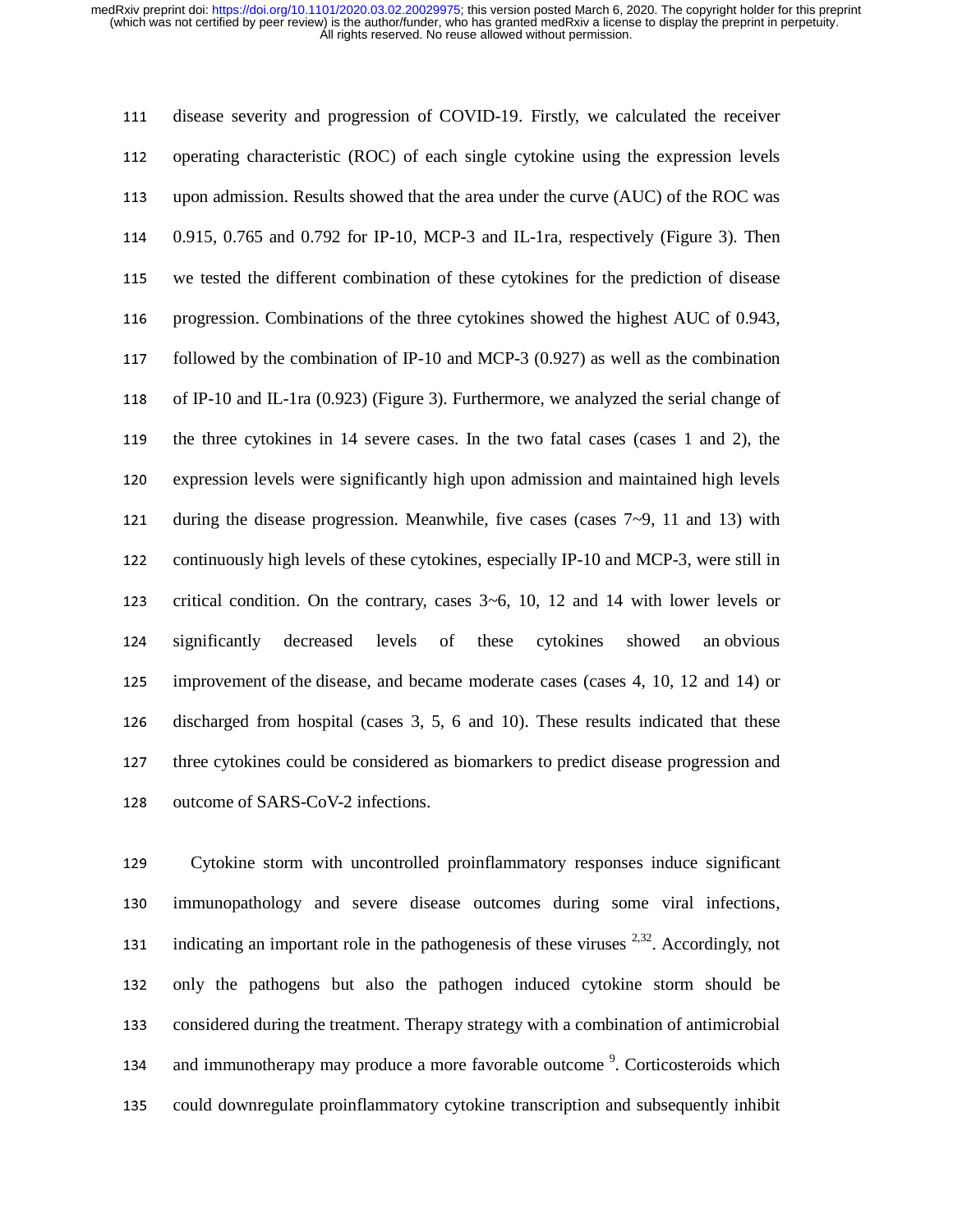disease severity and progression of COVID-19. Firstly, we calculated the receiver operating characteristic (ROC) of each single cytokine using the expression levels upon admission. Results showed that the area under the curve (AUC) of the ROC was 0.915, 0.765 and 0.792 for IP-10, MCP-3 and IL-1ra, respectively (Figure 3). Then we tested the different combination of these cytokines for the prediction of disease progression. Combinations of the three cytokines showed the highest AUC of 0.943, followed by the combination of IP-10 and MCP-3 (0.927) as well as the combination of IP-10 and IL-1ra (0.923) (Figure 3). Furthermore, we analyzed the serial change of the three cytokines in 14 severe cases. In the two fatal cases (cases 1 and 2), the expression levels were significantly high upon admission and maintained high levels during the disease progression. Meanwhile, five cases (cases 7~9, 11 and 13) with continuously high levels of these cytokines, especially IP-10 and MCP-3, were still in critical condition. On the contrary, cases 3~6, 10, 12 and 14 with lower levels or significantly decreased levels of these cytokines showed an obvious improvement of the disease, and became moderate cases (cases 4, 10, 12 and 14) or discharged from hospital (cases 3, 5, 6 and 10). These results indicated that these three cytokines could be considered as biomarkers to predict disease progression and outcome of SARS-CoV-2 infections.

Cytokine storm with uncontrolled proinflammatory responses induce significant immunopathology and severe disease outcomes during some viral infections, indicating an important role in the pathogenesis of these viruses [2,32]. Accordingly, not only the pathogens but also the pathogen induced cytokine storm should be considered during the treatment. Therapy strategy with a combination of antimicrobial and immunotherapy may produce a more favorable outcome [9]. Corticosteroids which could downregulate proinflammatory cytokine transcription and subsequently inhibit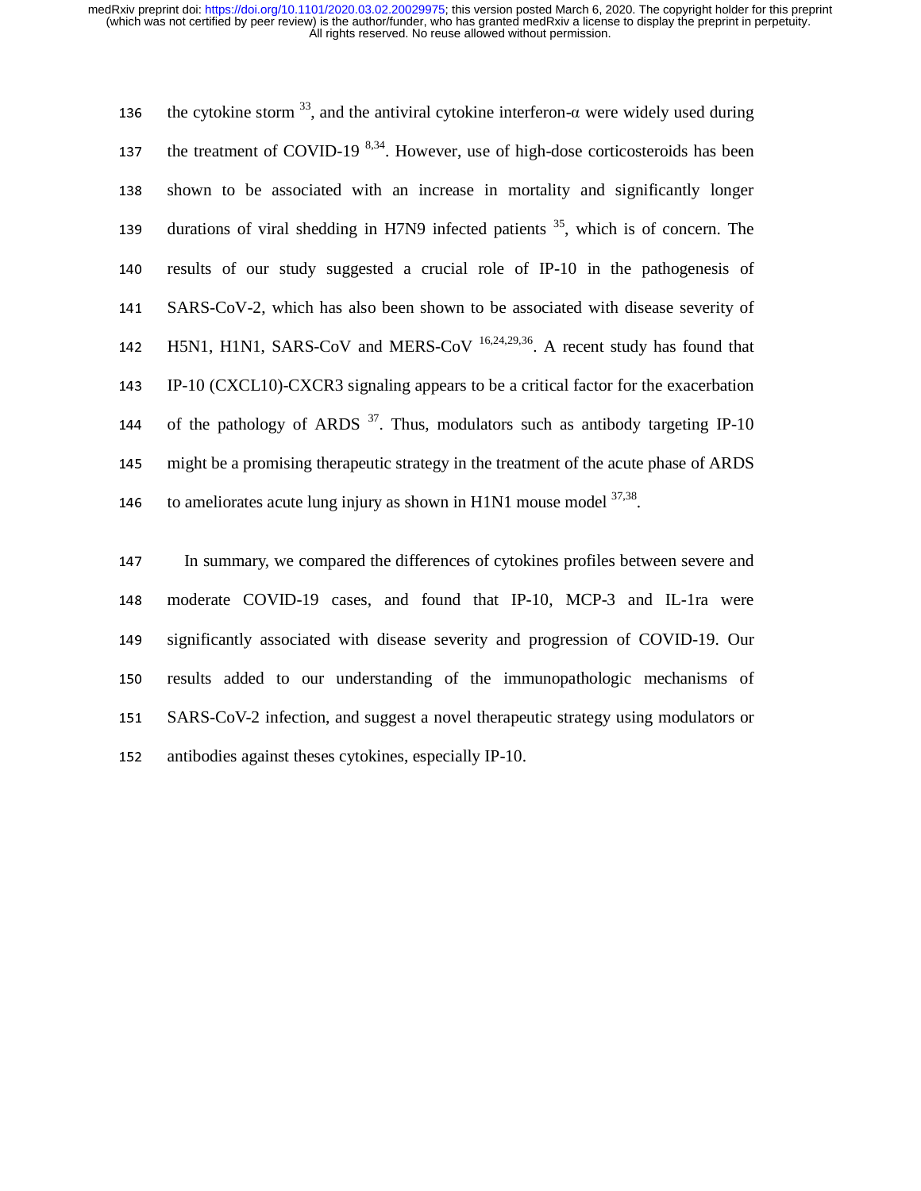the cytokine storm [33], and the antiviral cytokine interferon-α were widely used during the treatment of COVID-19 [8,34]. However, use of high-dose corticosteroids has been shown to be associated with an increase in mortality and significantly longer durations of viral shedding in H7N9 infected patients [35], which is of concern. The results of our study suggested a crucial role of IP-10 in the pathogenesis of SARS-CoV-2, which has also been shown to be associated with disease severity of H5N1, H1N1, SARS-CoV and MERS-CoV [16,24,29,36]. A recent study has found that IP-10 (CXCL10)-CXCR3 signaling appears to be a critical factor for the exacerbation of the pathology of ARDS [37]. Thus, modulators such as antibody targeting IP-10 might be a promising therapeutic strategy in the treatment of the acute phase of ARDS to ameliorates acute lung injury as shown in H1N1 mouse model [37,38].

In summary, we compared the differences of cytokines profiles between severe and moderate COVID-19 cases, and found that IP-10, MCP-3 and IL-1ra were significantly associated with disease severity and progression of COVID-19. Our results added to our understanding of the immunopathologic mechanisms of SARS-CoV-2 infection, and suggest a novel therapeutic strategy using modulators or antibodies against theses cytokines, especially IP-10.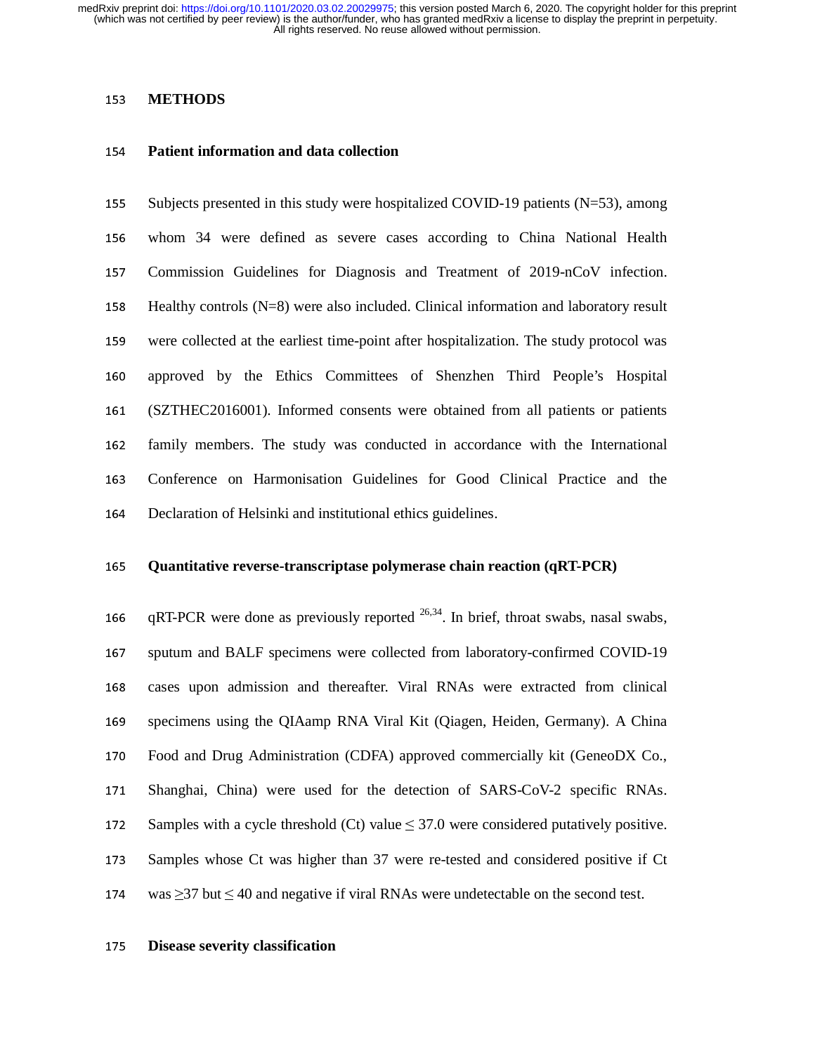## METHODS

### Patient information and data collection

Subjects presented in this study were hospitalized COVID-19 patients (N=53), among whom 34 were defined as severe cases according to China National Health Commission Guidelines for Diagnosis and Treatment of 2019-nCoV infection. Healthy controls (N=8) were also included. Clinical information and laboratory result were collected at the earliest time-point after hospitalization. The study protocol was approved by the Ethics Committees of Shenzhen Third People's Hospital (SZTHEC2016001). Informed consents were obtained from all patients or patients family members. The study was conducted in accordance with the International Conference on Harmonisation Guidelines for Good Clinical Practice and the Declaration of Helsinki and institutional ethics guidelines.

### Quantitative reverse-transcriptase polymerase chain reaction (qRT-PCR)

qRT-PCR were done as previously reported [26,34]. In brief, throat swabs, nasal swabs, sputum and BALF specimens were collected from laboratory-confirmed COVID-19 cases upon admission and thereafter. Viral RNAs were extracted from clinical specimens using the QIAamp RNA Viral Kit (Qiagen, Heiden, Germany). A China Food and Drug Administration (CDFA) approved commercially kit (GeneoDX Co., Shanghai, China) were used for the detection of SARS-CoV-2 specific RNAs. Samples with a cycle threshold (Ct) value $\leq$ 37.0 were considered putatively positive. Samples whose Ct was higher than 37 were re-tested and considered positive if Ct was $\geq$37 but $\leq$ 40 and negative if viral RNAs were undetectable on the second test.

### Disease severity classification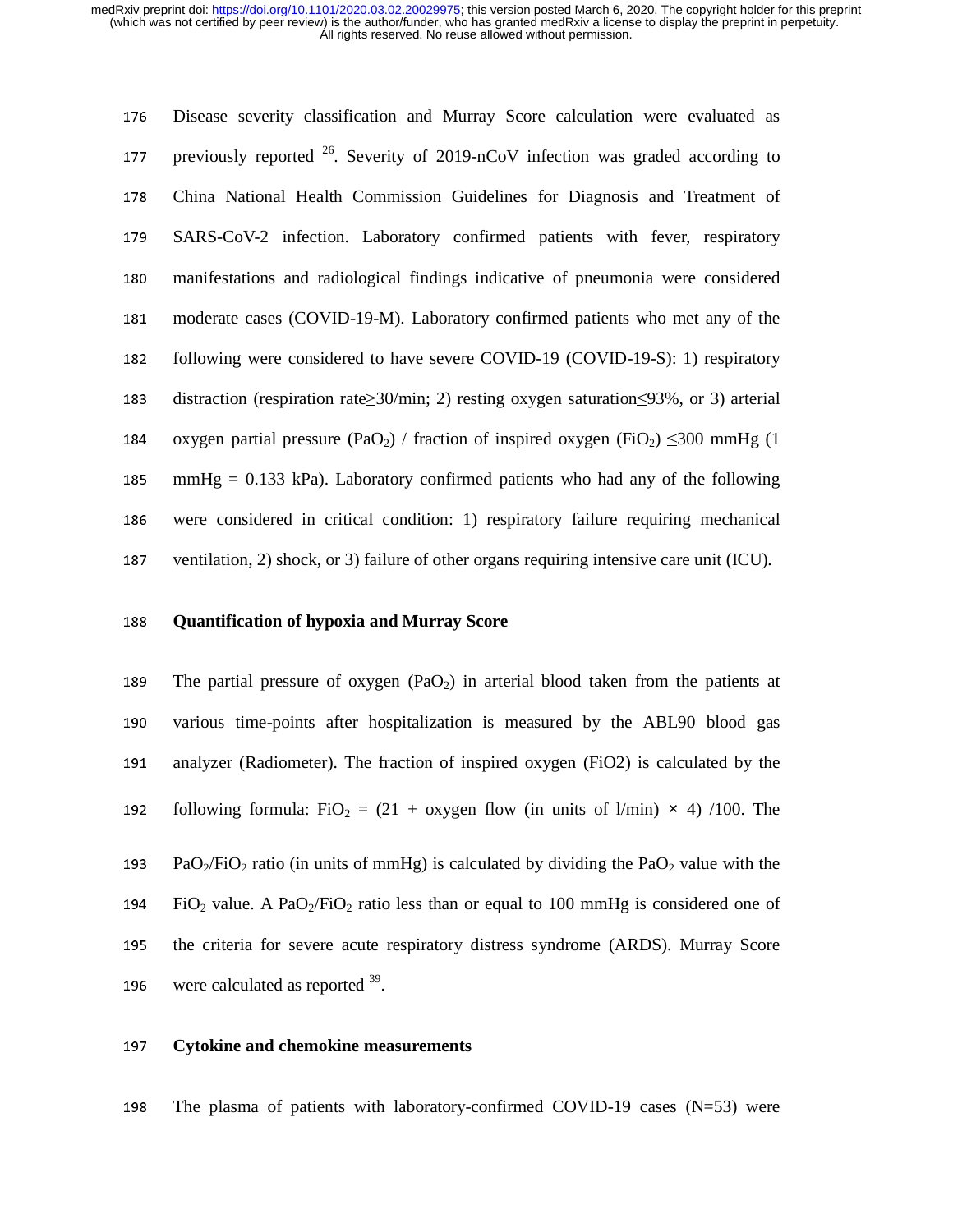Disease severity classification and Murray Score calculation were evaluated as previously reported [26]. Severity of 2019-nCoV infection was graded according to China National Health Commission Guidelines for Diagnosis and Treatment of SARS-CoV-2 infection. Laboratory confirmed patients with fever, respiratory manifestations and radiological findings indicative of pneumonia were considered moderate cases (COVID-19-M). Laboratory confirmed patients who met any of the following were considered to have severe COVID-19 (COVID-19-S): 1) respiratory distraction (respiration rate≥30/min; 2) resting oxygen saturation≤93%, or 3) arterial oxygen partial pressure ($PaO_2$) / fraction of inspired oxygen ($FiO_2$) ≤300 mmHg (1 mmHg = 0.133 kPa). Laboratory confirmed patients who had any of the following were considered in critical condition: 1) respiratory failure requiring mechanical ventilation, 2) shock, or 3) failure of other organs requiring intensive care unit (ICU).

### Quantification of hypoxia and Murray Score

The partial pressure of oxygen ($PaO_2$) in arterial blood taken from the patients at various time-points after hospitalization is measured by the ABL90 blood gas analyzer (Radiometer). The fraction of inspired oxygen (FiO2) is calculated by the following formula: $FiO_2$ = (21 + oxygen flow (in units of l/min) × 4) /100. The $PaO_2/FiO_2$ ratio (in units of mmHg) is calculated by dividing the $PaO_2$ value with the $FiO_2$ value. A $PaO_2/FiO_2$ ratio less than or equal to 100 mmHg is considered one of the criteria for severe acute respiratory distress syndrome (ARDS). Murray Score were calculated as reported [39].

### Cytokine and chemokine measurements

The plasma of patients with laboratory-confirmed COVID-19 cases (N=53) were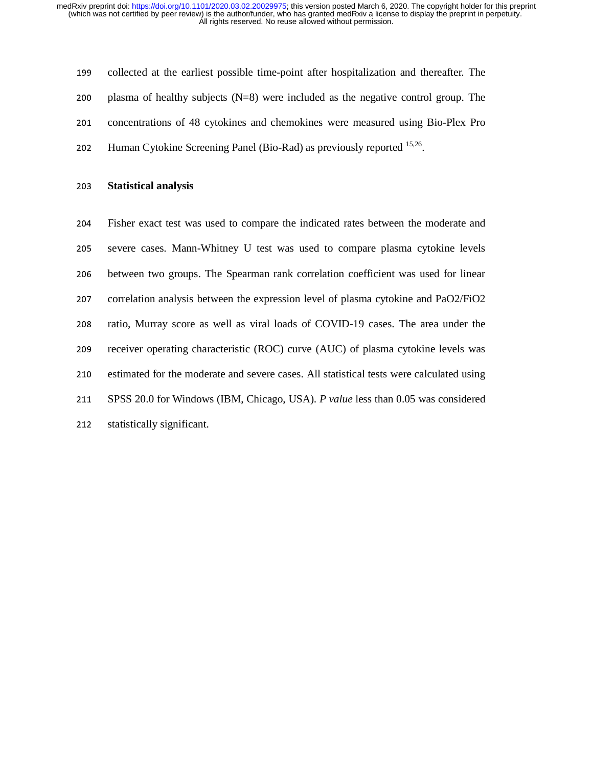collected at the earliest possible time-point after hospitalization and thereafter. The plasma of healthy subjects (N=8) were included as the negative control group. The concentrations of 48 cytokines and chemokines were measured using Bio-Plex Pro Human Cytokine Screening Panel (Bio-Rad) as previously reported [15,26].

## Statistical analysis

Fisher exact test was used to compare the indicated rates between the moderate and severe cases. Mann-Whitney U test was used to compare plasma cytokine levels between two groups. The Spearman rank correlation coefficient was used for linear correlation analysis between the expression level of plasma cytokine and $PaO_2/FiO_2$ ratio, Murray score as well as viral loads of COVID-19 cases. The area under the receiver operating characteristic (ROC) curve (AUC) of plasma cytokine levels was estimated for the moderate and severe cases. All statistical tests were calculated using SPSS 20.0 for Windows (IBM, Chicago, USA). *P value* less than 0.05 was considered statistically significant.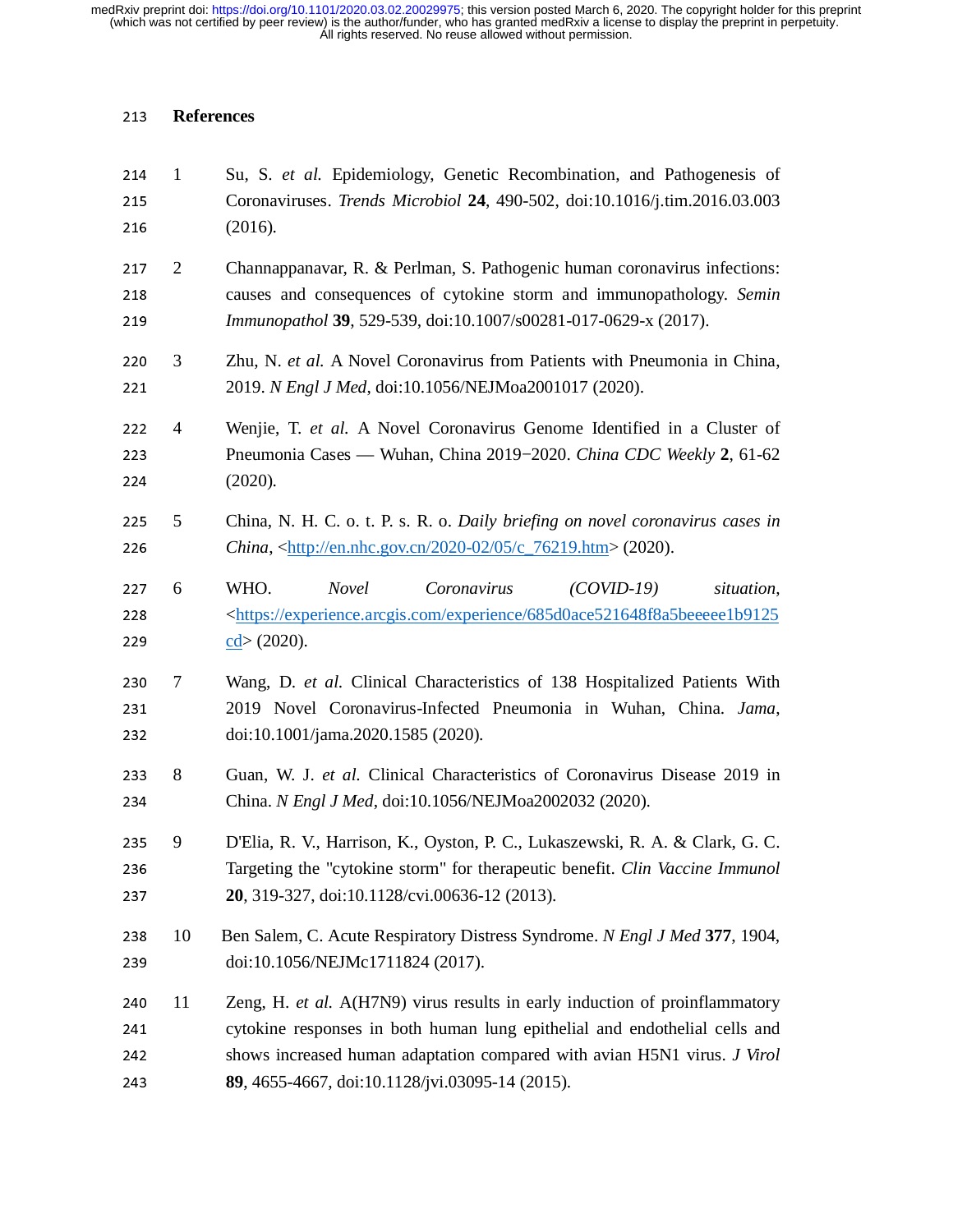# References

1. Su, S. *et al.* Epidemiology, Genetic Recombination, and Pathogenesis of Coronaviruses. *Trends Microbiol* **24**, 490-502, doi:10.1016/j.tim.2016.03.003 (2016).

2. Channappanavar, R. & Perlman, S. Pathogenic human coronavirus infections: causes and consequences of cytokine storm and immunopathology. *Semin Immunopathol* **39**, 529-539, doi:10.1007/s00281-017-0629-x (2017).

3. Zhu, N. *et al.* A Novel Coronavirus from Patients with Pneumonia in China, 2019. *N Engl J Med*, doi:10.1056/NEJMoa2001017 (2020).

4. Wenjie, T. *et al.* A Novel Coronavirus Genome Identified in a Cluster of Pneumonia Cases — Wuhan, China 2019−2020. *China CDC Weekly* **2**, 61-62 (2020).

5. China, N. H. C. o. t. P. s. R. o. *Daily briefing on novel coronavirus cases in China*, <http://en.nhc.gov.cn/2020-02/05/c_76219.htm> (2020).

6. WHO. *Novel Coronavirus (COVID-19) situation*, <https://experience.arcgis.com/experience/685d0ace521648f8a5beeeee1b9125cd> (2020).

7. Wang, D. *et al.* Clinical Characteristics of 138 Hospitalized Patients With 2019 Novel Coronavirus-Infected Pneumonia in Wuhan, China. *Jama*, doi:10.1001/jama.2020.1585 (2020).

8. Guan, W. J. *et al.* Clinical Characteristics of Coronavirus Disease 2019 in China. *N Engl J Med*, doi:10.1056/NEJMoa2002032 (2020).

9. D'Elia, R. V., Harrison, K., Oyston, P. C., Lukaszewski, R. A. & Clark, G. C. Targeting the "cytokine storm" for therapeutic benefit. *Clin Vaccine Immunol* **20**, 319-327, doi:10.1128/cvi.00636-12 (2013).

10. Ben Salem, C. Acute Respiratory Distress Syndrome. *N Engl J Med* **377**, 1904, doi:10.1056/NEJMc1711824 (2017).

11. Zeng, H. *et al.* A(H7N9) virus results in early induction of proinflammatory cytokine responses in both human lung epithelial and endothelial cells and shows increased human adaptation compared with avian H5N1 virus. *J Virol* **89**, 4655-4667, doi:10.1128/jvi.03095-14 (2015).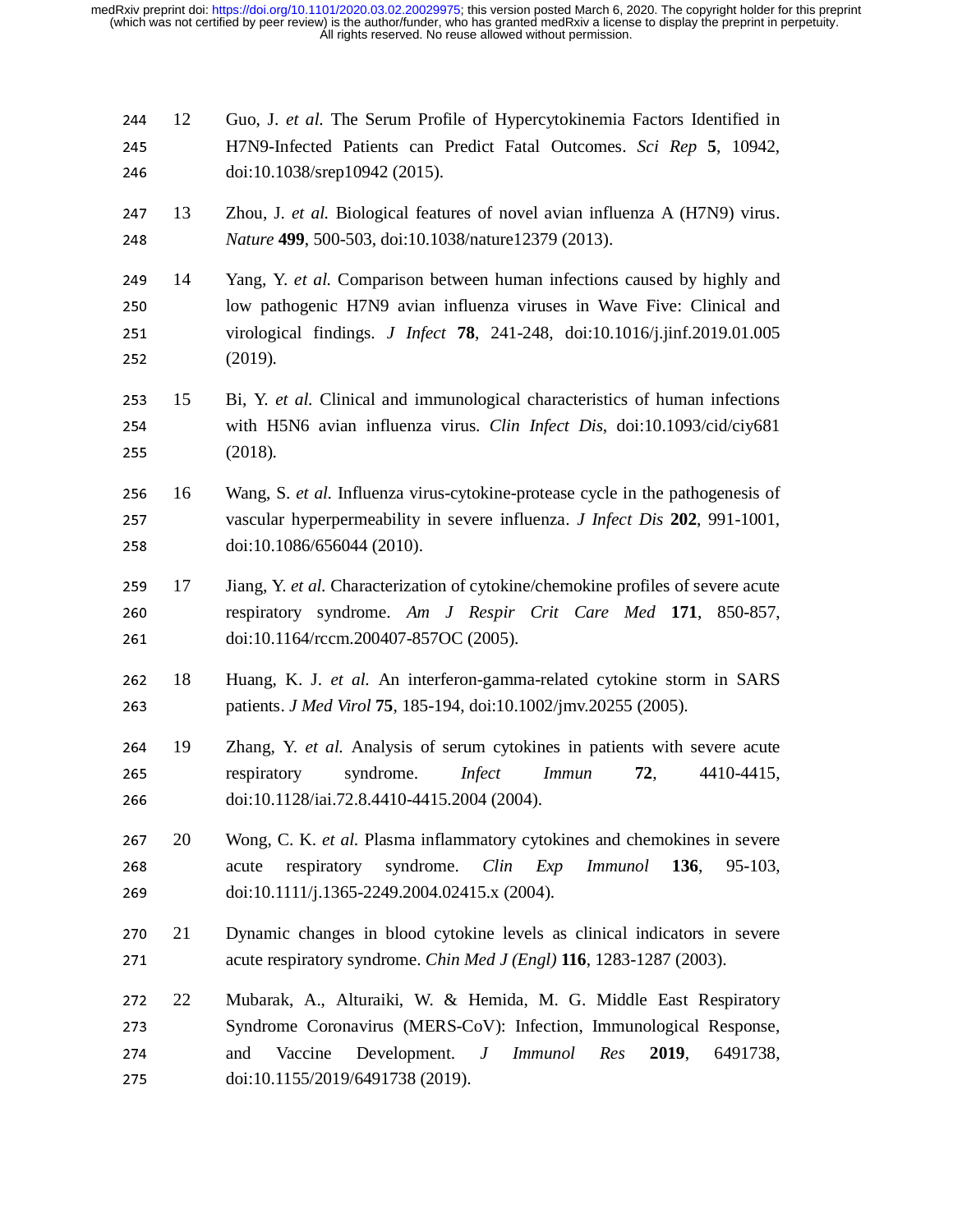12 Guo, J. *et al.* The Serum Profile of Hypercytokinemia Factors Identified in H7N9-Infected Patients can Predict Fatal Outcomes. *Sci Rep* **5**, 10942, doi:10.1038/srep10942 (2015).

13 Zhou, J. *et al.* Biological features of novel avian influenza A (H7N9) virus. *Nature* **499**, 500-503, doi:10.1038/nature12379 (2013).

14 Yang, Y. *et al.* Comparison between human infections caused by highly and low pathogenic H7N9 avian influenza viruses in Wave Five: Clinical and virological findings. *J Infect* **78**, 241-248, doi:10.1016/j.jinf.2019.01.005 (2019).

15 Bi, Y. *et al.* Clinical and immunological characteristics of human infections with H5N6 avian influenza virus. *Clin Infect Dis*, doi:10.1093/cid/ciy681 (2018).

16 Wang, S. *et al.* Influenza virus-cytokine-protease cycle in the pathogenesis of vascular hyperpermeability in severe influenza. *J Infect Dis* **202**, 991-1001, doi:10.1086/656044 (2010).

17 Jiang, Y. *et al.* Characterization of cytokine/chemokine profiles of severe acute respiratory syndrome. *Am J Respir Crit Care Med* **171**, 850-857, doi:10.1164/rccm.200407-857OC (2005).

18 Huang, K. J. *et al.* An interferon-gamma-related cytokine storm in SARS patients. *J Med Virol* **75**, 185-194, doi:10.1002/jmv.20255 (2005).

19 Zhang, Y. *et al.* Analysis of serum cytokines in patients with severe acute respiratory syndrome. *Infect Immun* **72**, 4410-4415, doi:10.1128/iai.72.8.4410-4415.2004 (2004).

20 Wong, C. K. *et al.* Plasma inflammatory cytokines and chemokines in severe acute respiratory syndrome. *Clin Exp Immunol* **136**, 95-103, doi:10.1111/j.1365-2249.2004.02415.x (2004).

21 Dynamic changes in blood cytokine levels as clinical indicators in severe acute respiratory syndrome. *Chin Med J (Engl)* **116**, 1283-1287 (2003).

22 Mubarak, A., Alturaiki, W. & Hemida, M. G. Middle East Respiratory Syndrome Coronavirus (MERS-CoV): Infection, Immunological Response, and Vaccine Development. *J Immunol Res* **2019**, 6491738, doi:10.1155/2019/6491738 (2019).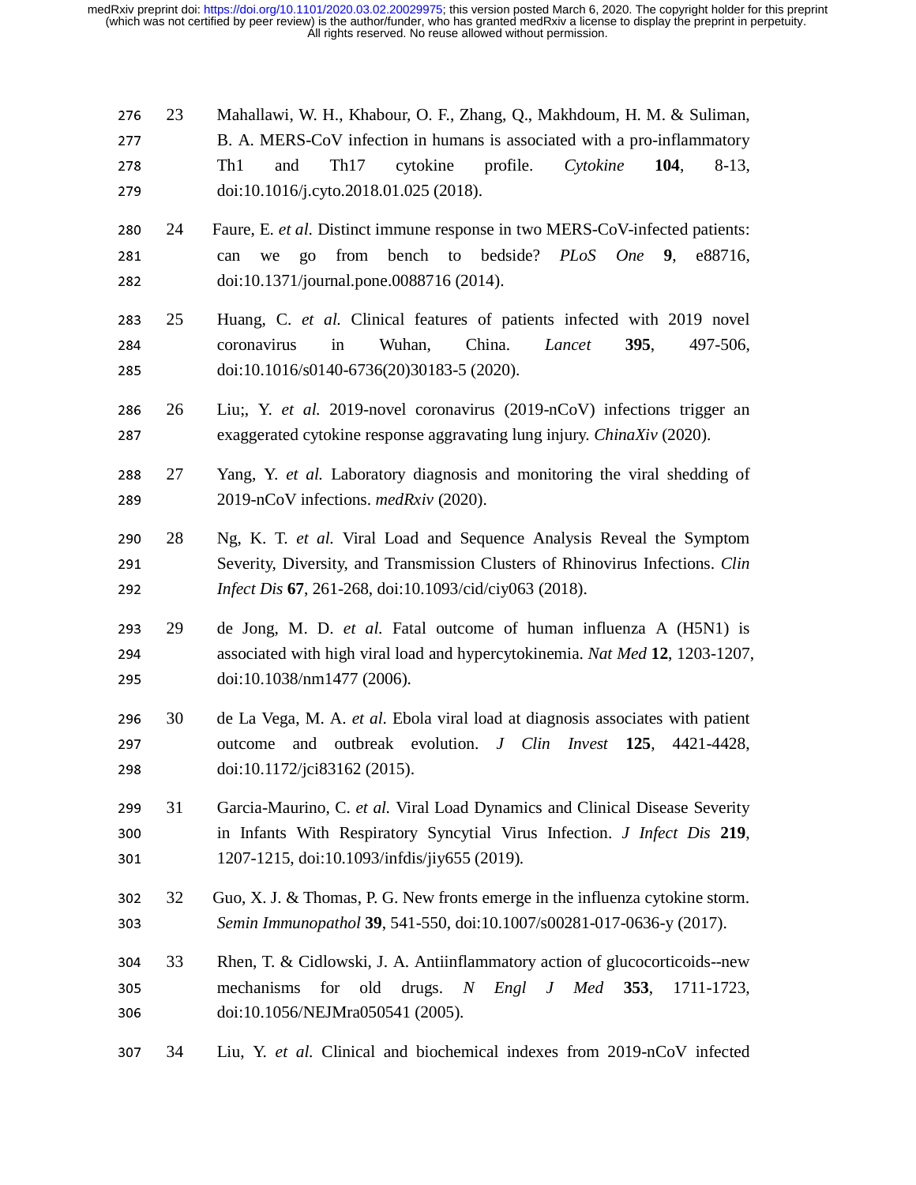23 Mahallawi, W. H., Khabour, O. F., Zhang, Q., Makhdoum, H. M. & Suliman, B. A. MERS-CoV infection in humans is associated with a pro-inflammatory Th1 and Th17 cytokine profile. *Cytokine* **104**, 8-13, doi:10.1016/j.cyto.2018.01.025 (2018).

24 Faure, E. *et al.* Distinct immune response in two MERS-CoV-infected patients: can we go from bench to bedside? *PLoS One* **9**, e88716, doi:10.1371/journal.pone.0088716 (2014).

25 Huang, C. *et al.* Clinical features of patients infected with 2019 novel coronavirus in Wuhan, China. *Lancet* **395**, 497-506, doi:10.1016/s0140-6736(20)30183-5 (2020).

26 Liu;, Y. *et al.* 2019-novel coronavirus (2019-nCoV) infections trigger an exaggerated cytokine response aggravating lung injury. *ChinaXiv* (2020).

27 Yang, Y. *et al.* Laboratory diagnosis and monitoring the viral shedding of 2019-nCoV infections. *medRxiv* (2020).

28 Ng, K. T. *et al.* Viral Load and Sequence Analysis Reveal the Symptom Severity, Diversity, and Transmission Clusters of Rhinovirus Infections. *Clin Infect Dis* **67**, 261-268, doi:10.1093/cid/ciy063 (2018).

29 de Jong, M. D. *et al.* Fatal outcome of human influenza A (H5N1) is associated with high viral load and hypercytokinemia. *Nat Med* **12**, 1203-1207, doi:10.1038/nm1477 (2006).

30 de La Vega, M. A. *et al*. Ebola viral load at diagnosis associates with patient outcome and outbreak evolution. *J Clin Invest* **125**, 4421-4428, doi:10.1172/jci83162 (2015).

31 Garcia-Maurino, C. *et al.* Viral Load Dynamics and Clinical Disease Severity in Infants With Respiratory Syncytial Virus Infection. *J Infect Dis* **219**, 1207-1215, doi:10.1093/infdis/jiy655 (2019).

32 Guo, X. J. & Thomas, P. G. New fronts emerge in the influenza cytokine storm. *Semin Immunopathol* **39**, 541-550, doi:10.1007/s00281-017-0636-y (2017).

33 Rhen, T. & Cidlowski, J. A. Antiinflammatory action of glucocorticoids--new mechanisms for old drugs. *N Engl J Med* **353**, 1711-1723, doi:10.1056/NEJMra050541 (2005).

34 Liu, Y. *et al.* Clinical and biochemical indexes from 2019-nCoV infected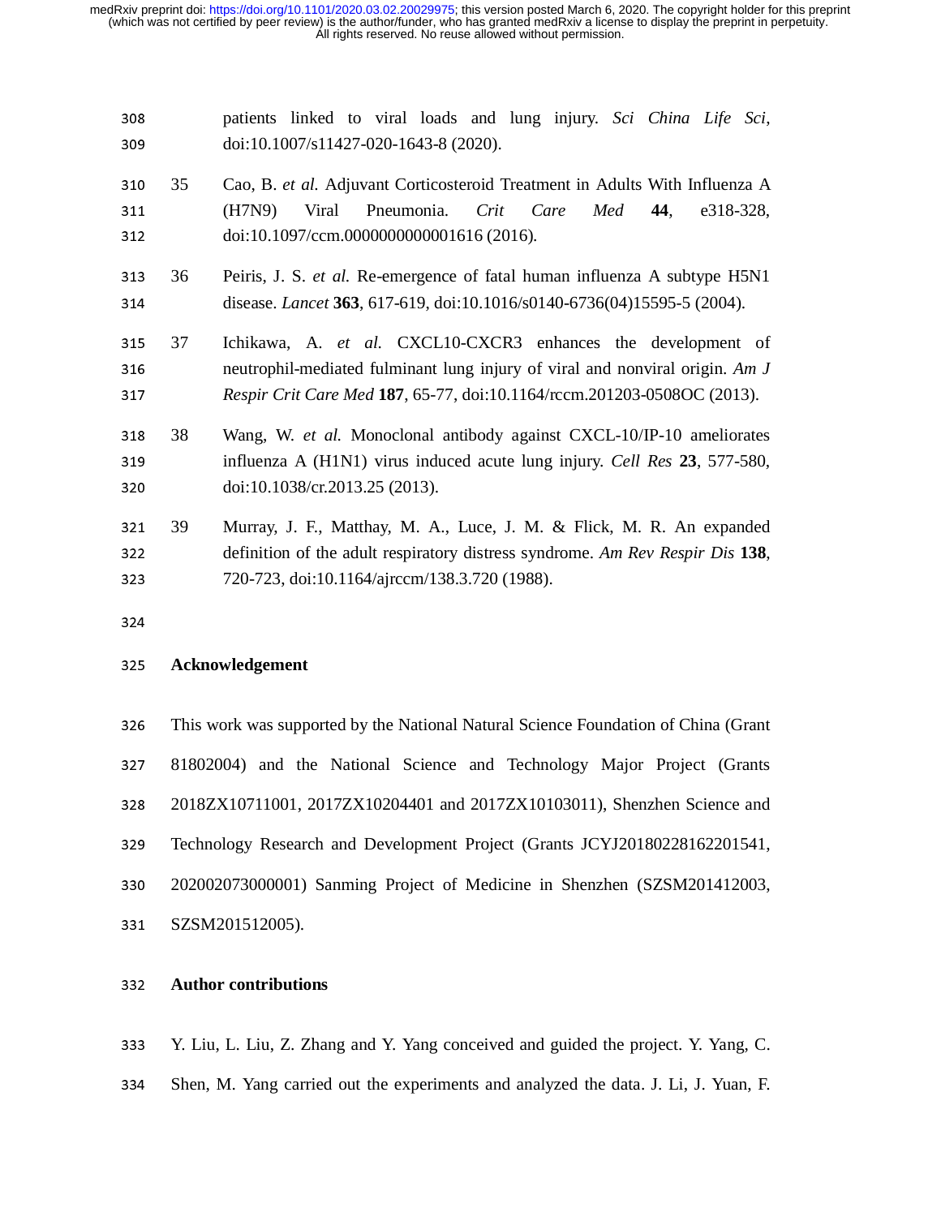patients linked to viral loads and lung injury. *Sci China Life Sci*, doi:10.1007/s11427-020-1643-8 (2020).

35 Cao, B. *et al.* Adjuvant Corticosteroid Treatment in Adults With Influenza A (H7N9) Viral Pneumonia. *Crit Care Med* **44**, e318-328, doi:10.1097/ccm.0000000000001616 (2016).

36 Peiris, J. S. *et al.* Re-emergence of fatal human influenza A subtype H5N1 disease. *Lancet* **363**, 617-619, doi:10.1016/s0140-6736(04)15595-5 (2004).

37 Ichikawa, A. *et al.* CXCL10-CXCR3 enhances the development of neutrophil-mediated fulminant lung injury of viral and nonviral origin. *Am J Respir Crit Care Med* **187**, 65-77, doi:10.1164/rccm.201203-0508OC (2013).

38 Wang, W. *et al.* Monoclonal antibody against CXCL-10/IP-10 ameliorates influenza A (H1N1) virus induced acute lung injury. *Cell Res* **23**, 577-580, doi:10.1038/cr.2013.25 (2013).

39 Murray, J. F., Matthay, M. A., Luce, J. M. & Flick, M. R. An expanded definition of the adult respiratory distress syndrome. *Am Rev Respir Dis* **138**, 720-723, doi:10.1164/ajrccm/138.3.720 (1988).

## Acknowledgement

This work was supported by the National Natural Science Foundation of China (Grant 81802004) and the National Science and Technology Major Project (Grants 2018ZX10711001, 2017ZX10204401 and 2017ZX10103011), Shenzhen Science and Technology Research and Development Project (Grants JCYJ20180228162201541, 202002073000001) Sanming Project of Medicine in Shenzhen (SZSM201412003, SZSM201512005).

## Author contributions

Y. Liu, L. Liu, Z. Zhang and Y. Yang conceived and guided the project. Y. Yang, C. Shen, M. Yang carried out the experiments and analyzed the data. J. Li, J. Yuan, F.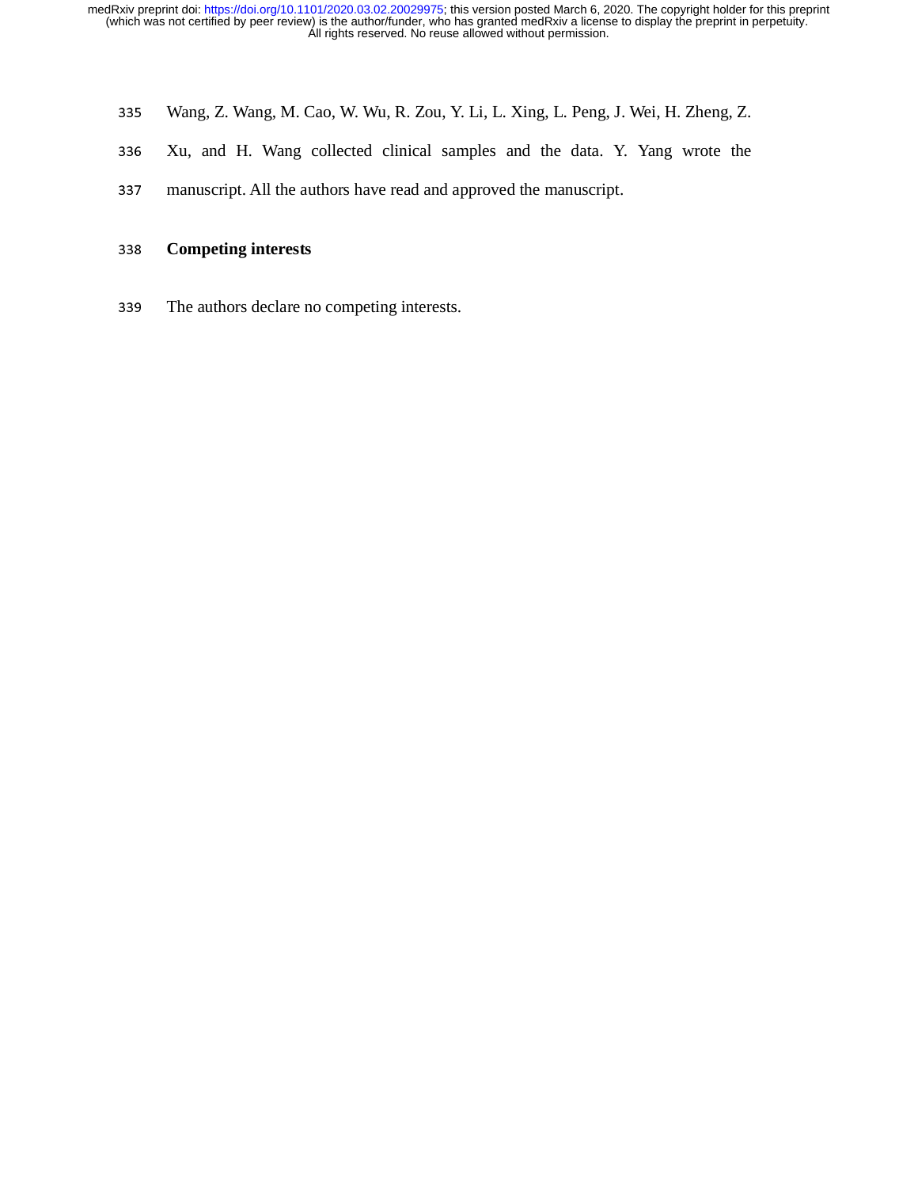Wang, Z. Wang, M. Cao, W. Wu, R. Zou, Y. Li, L. Xing, L. Peng, J. Wei, H. Zheng, Z. Xu, and H. Wang collected clinical samples and the data. Y. Yang wrote the manuscript. All the authors have read and approved the manuscript.

## Competing interests

The authors declare no competing interests.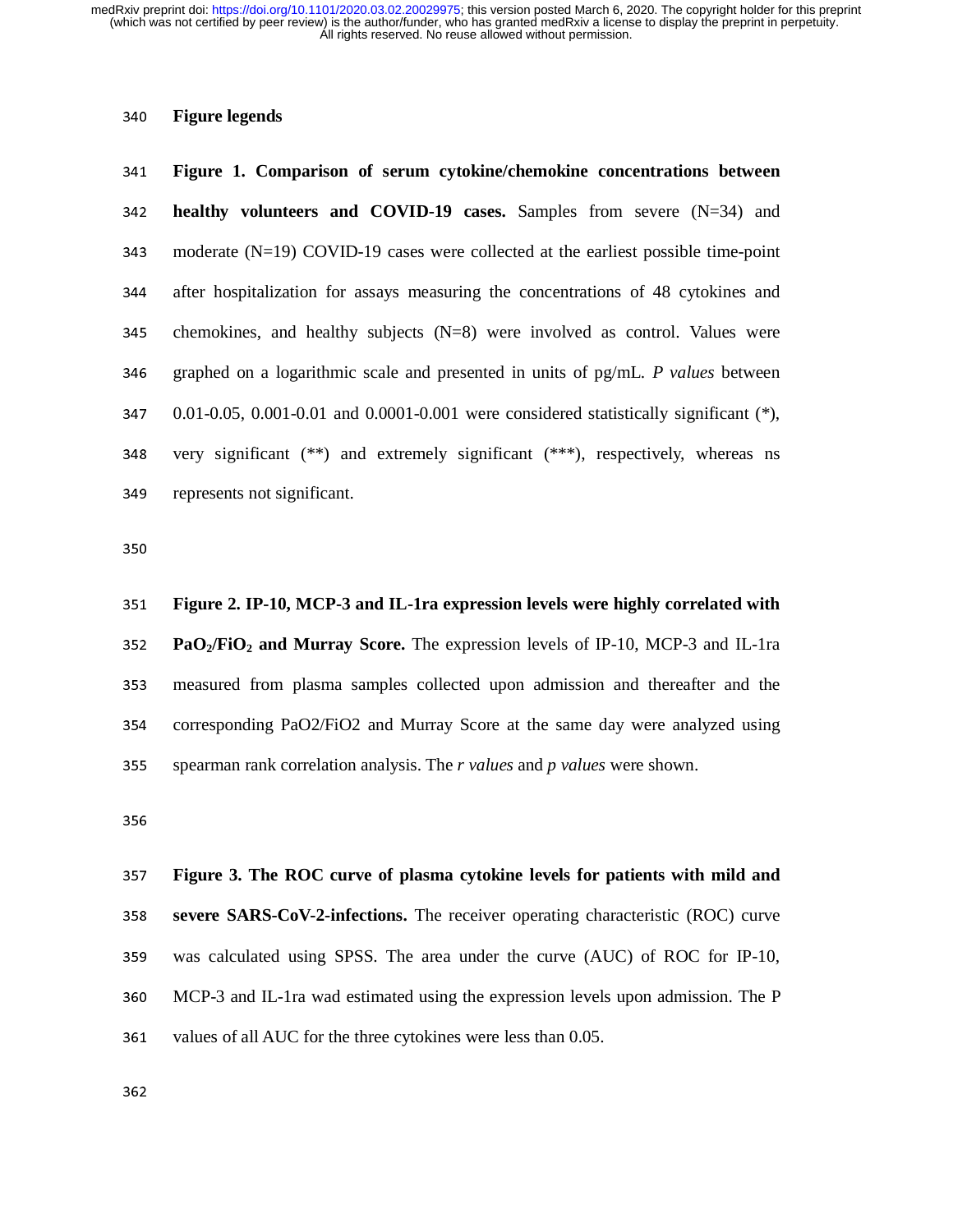## Figure legends

**Figure 1. Comparison of serum cytokine/chemokine concentrations between healthy volunteers and COVID-19 cases.** Samples from severe (N=34) and moderate (N=19) COVID-19 cases were collected at the earliest possible time-point after hospitalization for assays measuring the concentrations of 48 cytokines and chemokines, and healthy subjects (N=8) were involved as control. Values were graphed on a logarithmic scale and presented in units of pg/mL. *P values* between 0.01-0.05, 0.001-0.01 and 0.0001-0.001 were considered statistically significant (*), very significant (**) and extremely significant (***), respectively, whereas ns represents not significant.

**Figure 2. IP-10, MCP-3 and IL-1ra expression levels were highly correlated with $PaO_2/FiO_2$ and Murray Score.** The expression levels of IP-10, MCP-3 and IL-1ra measured from plasma samples collected upon admission and thereafter and the corresponding PaO2/FiO2 and Murray Score at the same day were analyzed using spearman rank correlation analysis. The *r values* and *p values* were shown.

**Figure 3. The ROC curve of plasma cytokine levels for patients with mild and severe SARS-CoV-2-infections.** The receiver operating characteristic (ROC) curve was calculated using SPSS. The area under the curve (AUC) of ROC for IP-10, MCP-3 and IL-1ra wad estimated using the expression levels upon admission. The P values of all AUC for the three cytokines were less than 0.05.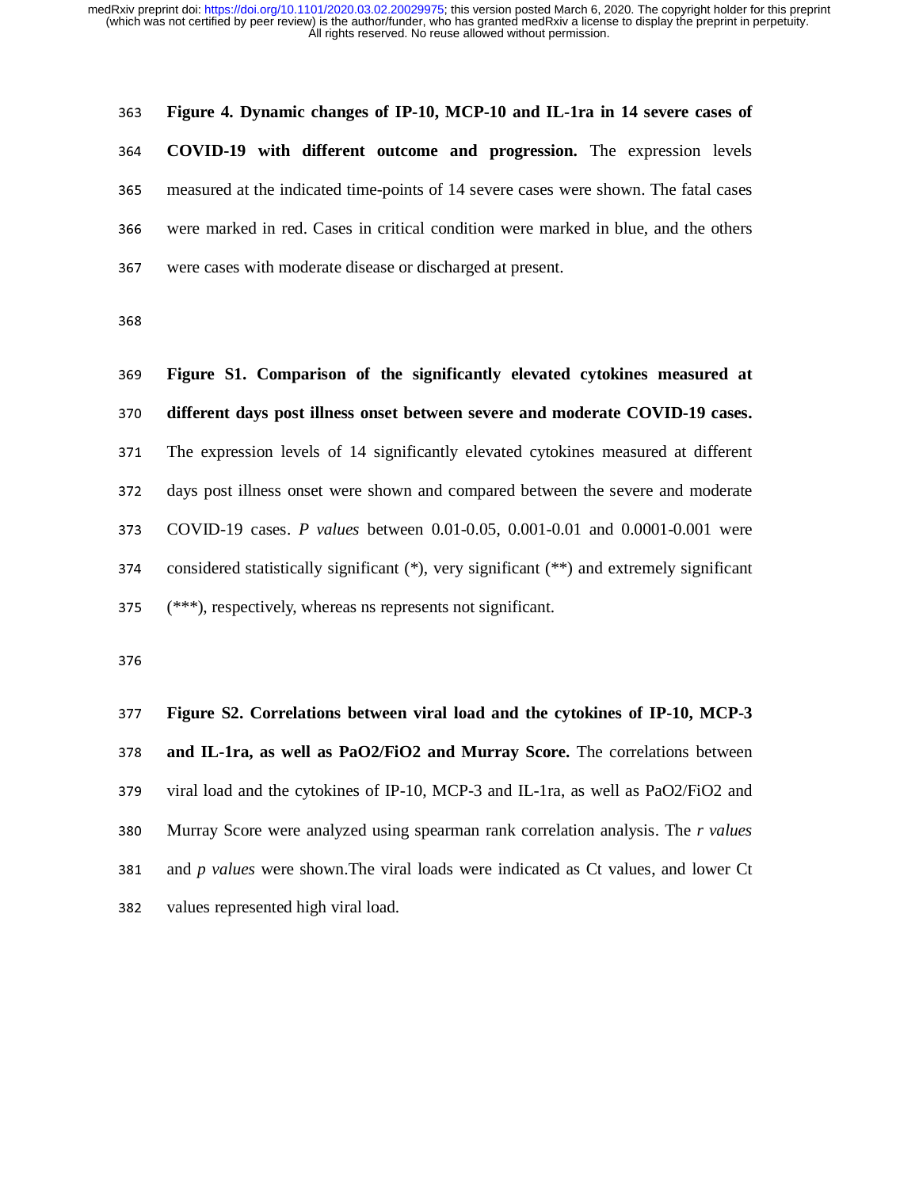**Figure 4. Dynamic changes of IP-10, MCP-10 and IL-1ra in 14 severe cases of COVID-19 with different outcome and progression.** The expression levels measured at the indicated time-points of 14 severe cases were shown. The fatal cases were marked in red. Cases in critical condition were marked in blue, and the others were cases with moderate disease or discharged at present.

**Figure S1. Comparison of the significantly elevated cytokines measured at different days post illness onset between severe and moderate COVID-19 cases.** The expression levels of 14 significantly elevated cytokines measured at different days post illness onset were shown and compared between the severe and moderate COVID-19 cases. *P values* between 0.01-0.05, 0.001-0.01 and 0.0001-0.001 were considered statistically significant (*), very significant (**) and extremely significant (***), respectively, whereas ns represents not significant.

**Figure S2. Correlations between viral load and the cytokines of IP-10, MCP-3 and IL-1ra, as well as PaO2/FiO2 and Murray Score.** The correlations between viral load and the cytokines of IP-10, MCP-3 and IL-1ra, as well as PaO2/FiO2 and Murray Score were analyzed using spearman rank correlation analysis. The *r values* and *p values* were shown.The viral loads were indicated as Ct values, and lower Ct values represented high viral load.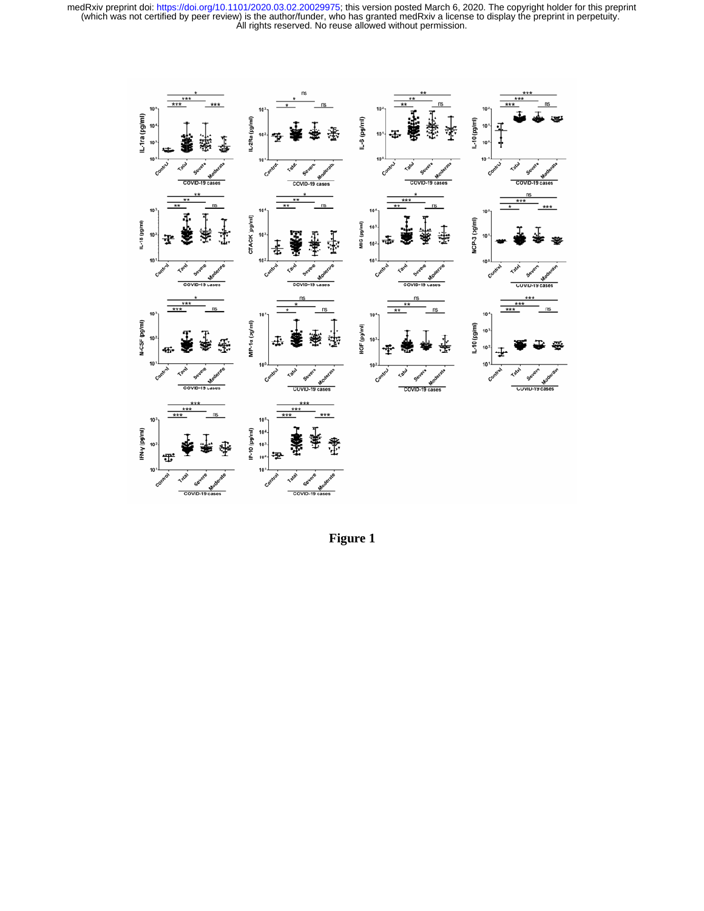**Figure 1**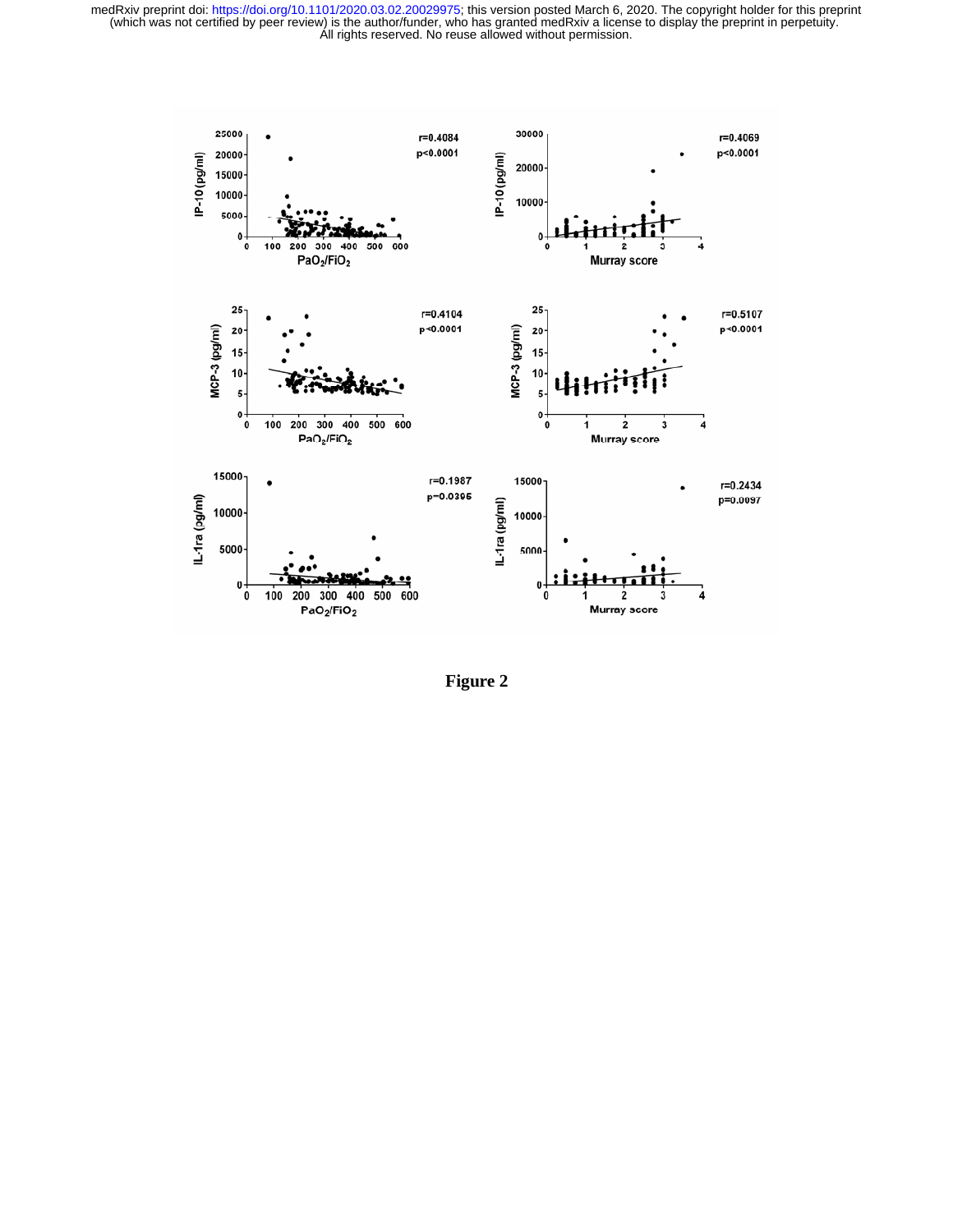Figure 2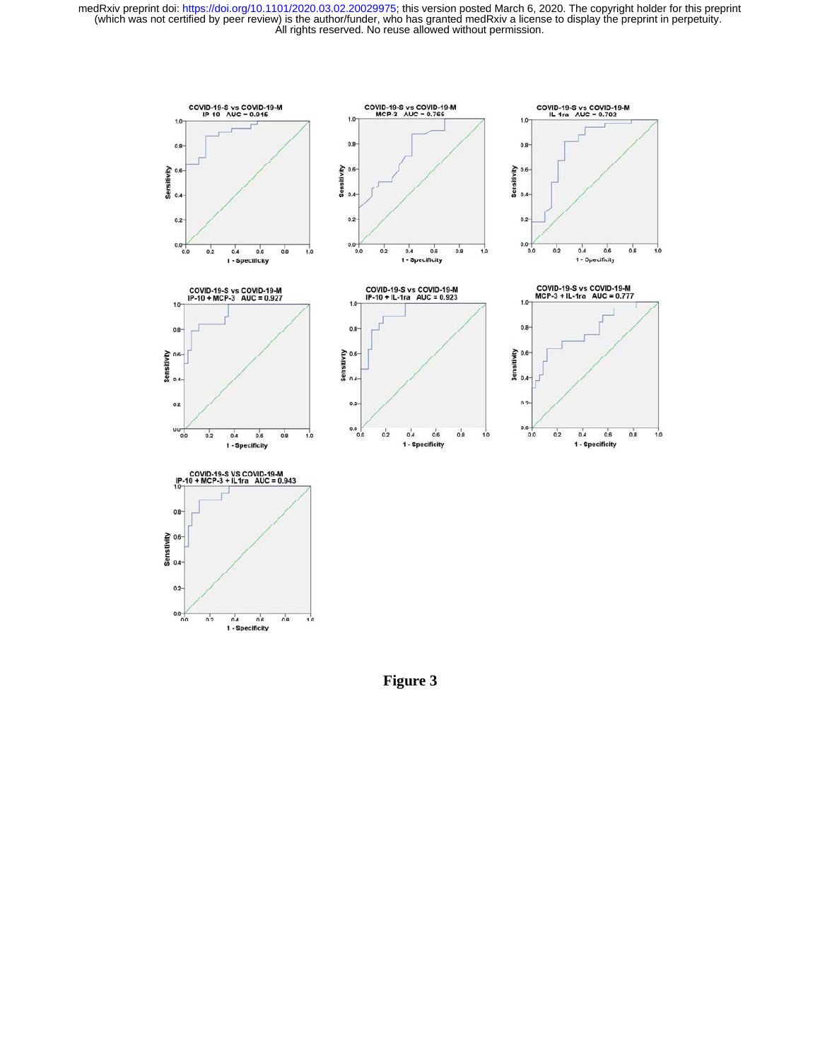COVID-19-S vs COVID-19-M
IP-10 AUC = 0.916

COVID-19-S vs COVID-19-M
MCP-3 AUC = 0.766

COVID-19-S vs COVID-19-M
IL-1ra AUC = 0.702

COVID-19-S vs COVID-19-M
IP-10 + MCP-3 AUC = 0.927

COVID-19-S vs COVID-19-M
IP-10 + IL-1ra AUC = 0.923

COVID-19-S vs COVID-19-M
MCP-3 + IL-1ra AUC = 0.777

COVID-19-S VS COVID-19-M
IP-10 + MCP-3 + IL1ra AUC = 0.943

**Figure 3**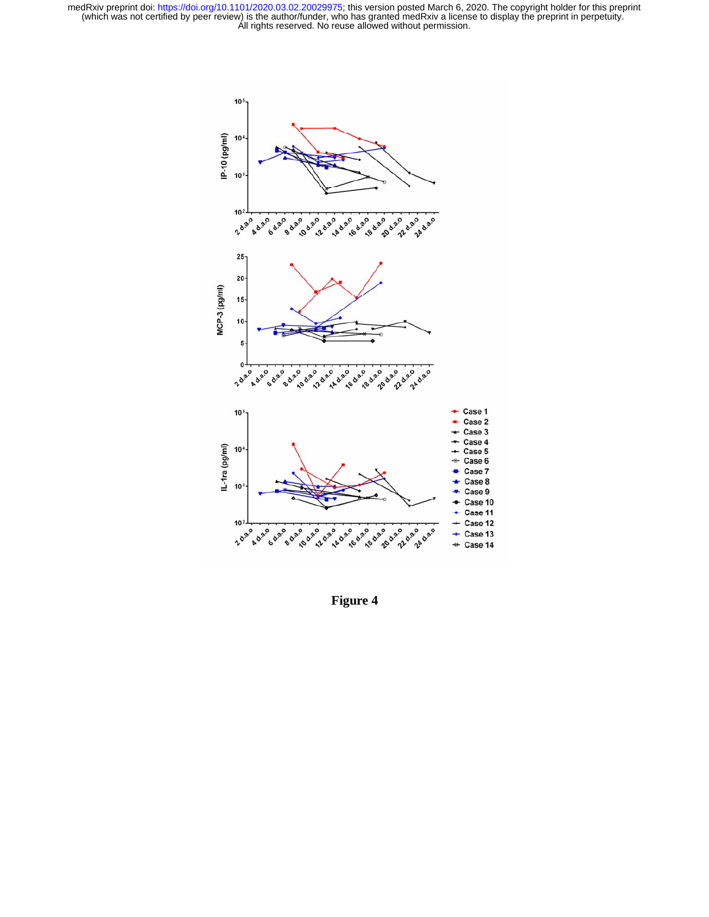Figure 4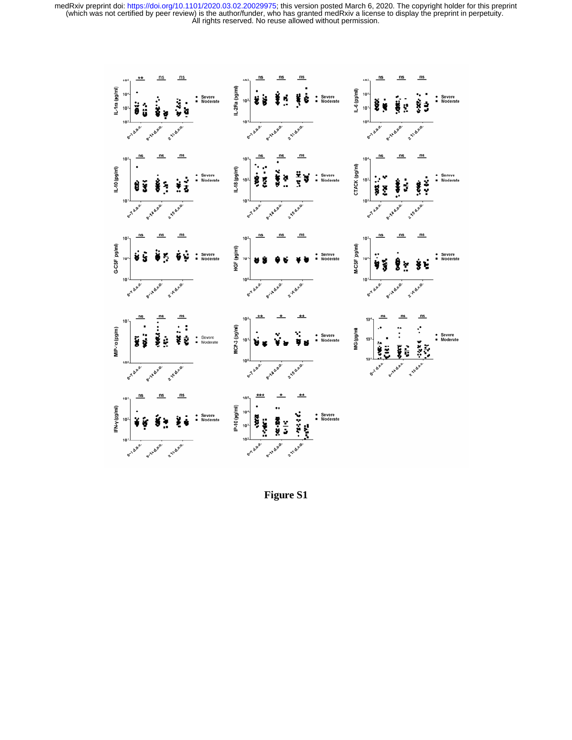**Figure S1**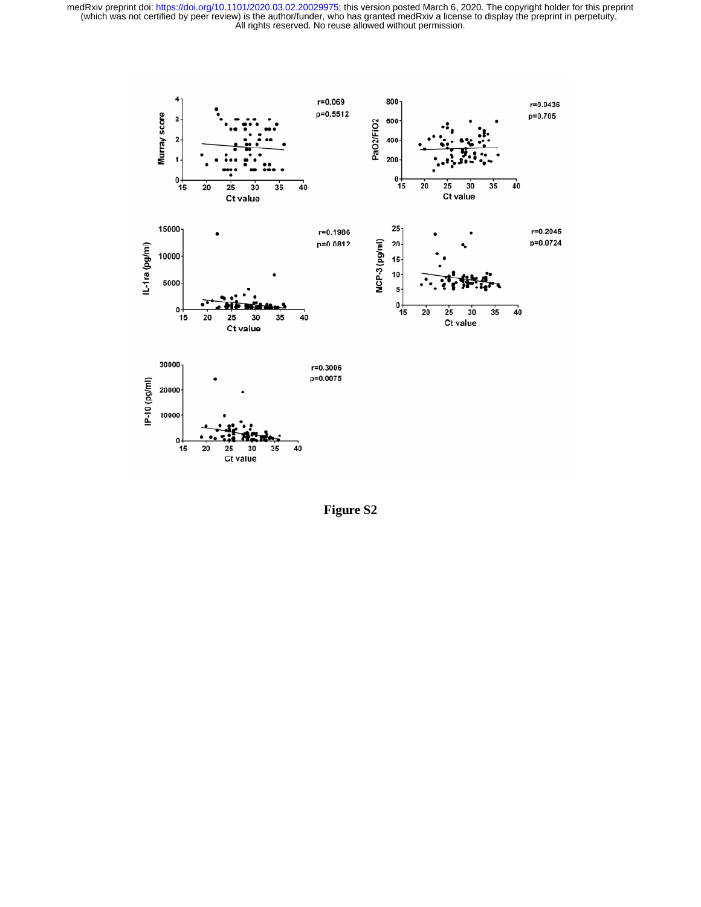Figure S2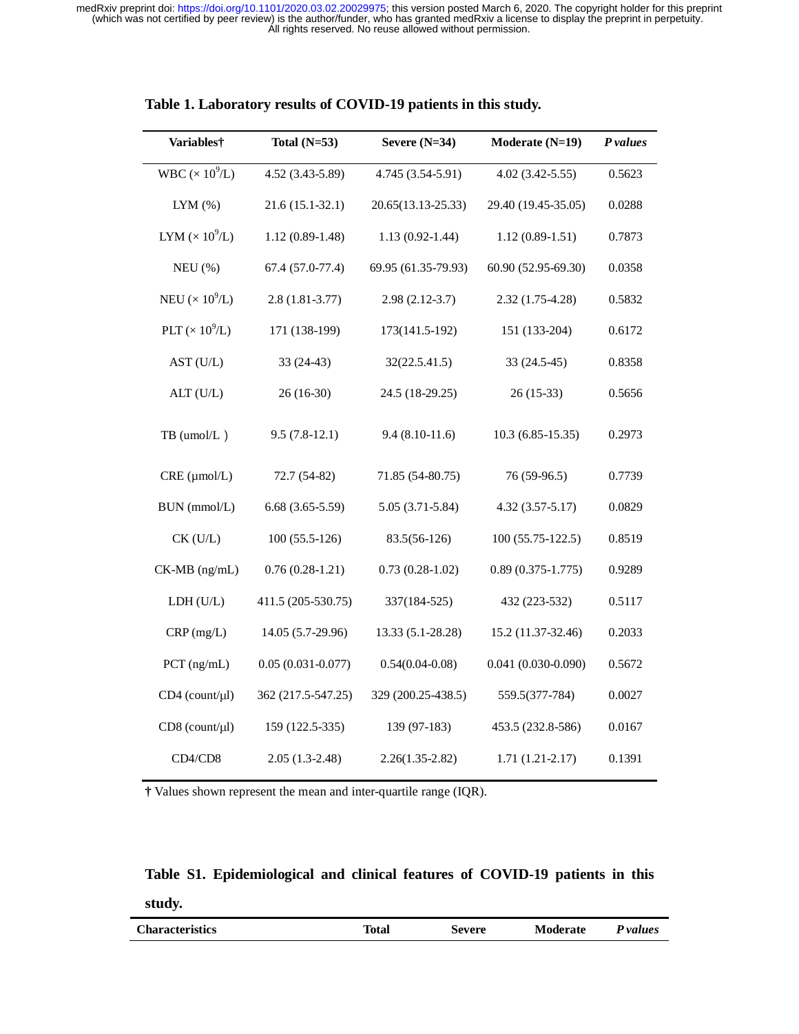**Table 1. Laboratory results of COVID-19 patients in this study.**

| Variables† | Total (N=53) | Severe (N=34) | Moderate (N=19) | *P values* |
|---|---|---|---|---|
| WBC ($\times 10^9$/L) | 4.52 (3.43-5.89) | 4.745 (3.54-5.91) | 4.02 (3.42-5.55) | 0.5623 |
| LYM (%) | 21.6 (15.1-32.1) | 20.65(13.13-25.33) | 29.40 (19.45-35.05) | 0.0288 |
| LYM ($\times 10^9$/L) | 1.12 (0.89-1.48) | 1.13 (0.92-1.44) | 1.12 (0.89-1.51) | 0.7873 |
| NEU (%) | 67.4 (57.0-77.4) | 69.95 (61.35-79.93) | 60.90 (52.95-69.30) | 0.0358 |
| NEU ($\times 10^9$/L) | 2.8 (1.81-3.77) | 2.98 (2.12-3.7) | 2.32 (1.75-4.28) | 0.5832 |
| PLT ($\times 10^9$/L) | 171 (138-199) | 173(141.5-192) | 151 (133-204) | 0.6172 |
| AST (U/L) | 33 (24-43) | 32(22.5.41.5) | 33 (24.5-45) | 0.8358 |
| ALT (U/L) | 26 (16-30) | 24.5 (18-29.25) | 26 (15-33) | 0.5656 |
| TB (umol/L) | 9.5 (7.8-12.1) | 9.4 (8.10-11.6) | 10.3 (6.85-15.35) | 0.2973 |
| CRE (μmol/L) | 72.7 (54-82) | 71.85 (54-80.75) | 76 (59-96.5) | 0.7739 |
| BUN (mmol/L) | 6.68 (3.65-5.59) | 5.05 (3.71-5.84) | 4.32 (3.57-5.17) | 0.0829 |
| CK (U/L) | 100 (55.5-126) | 83.5(56-126) | 100 (55.75-122.5) | 0.8519 |
| CK-MB (ng/mL) | 0.76 (0.28-1.21) | 0.73 (0.28-1.02) | 0.89 (0.375-1.775) | 0.9289 |
| LDH (U/L) | 411.5 (205-530.75) | 337(184-525) | 432 (223-532) | 0.5117 |
| CRP (mg/L) | 14.05 (5.7-29.96) | 13.33 (5.1-28.28) | 15.2 (11.37-32.46) | 0.2033 |
| PCT (ng/mL) | 0.05 (0.031-0.077) | 0.54(0.04-0.08) | 0.041 (0.030-0.090) | 0.5672 |
| CD4 (count/μl) | 362 (217.5-547.25) | 329 (200.25-438.5) | 559.5(377-784) | 0.0027 |
| CD8 (count/μl) | 159 (122.5-335) | 139 (97-183) | 453.5 (232.8-586) | 0.0167 |
| CD4/CD8 | 2.05 (1.3-2.48) | 2.26(1.35-2.82) | 1.71 (1.21-2.17) | 0.1391 |

† Values shown represent the mean and inter-quartile range (IQR).

**Table S1. Epidemiological and clinical features of COVID-19 patients in this study.**

| Characteristics | Total | Severe | Moderate | *P values* |
|---|---|---|---|---|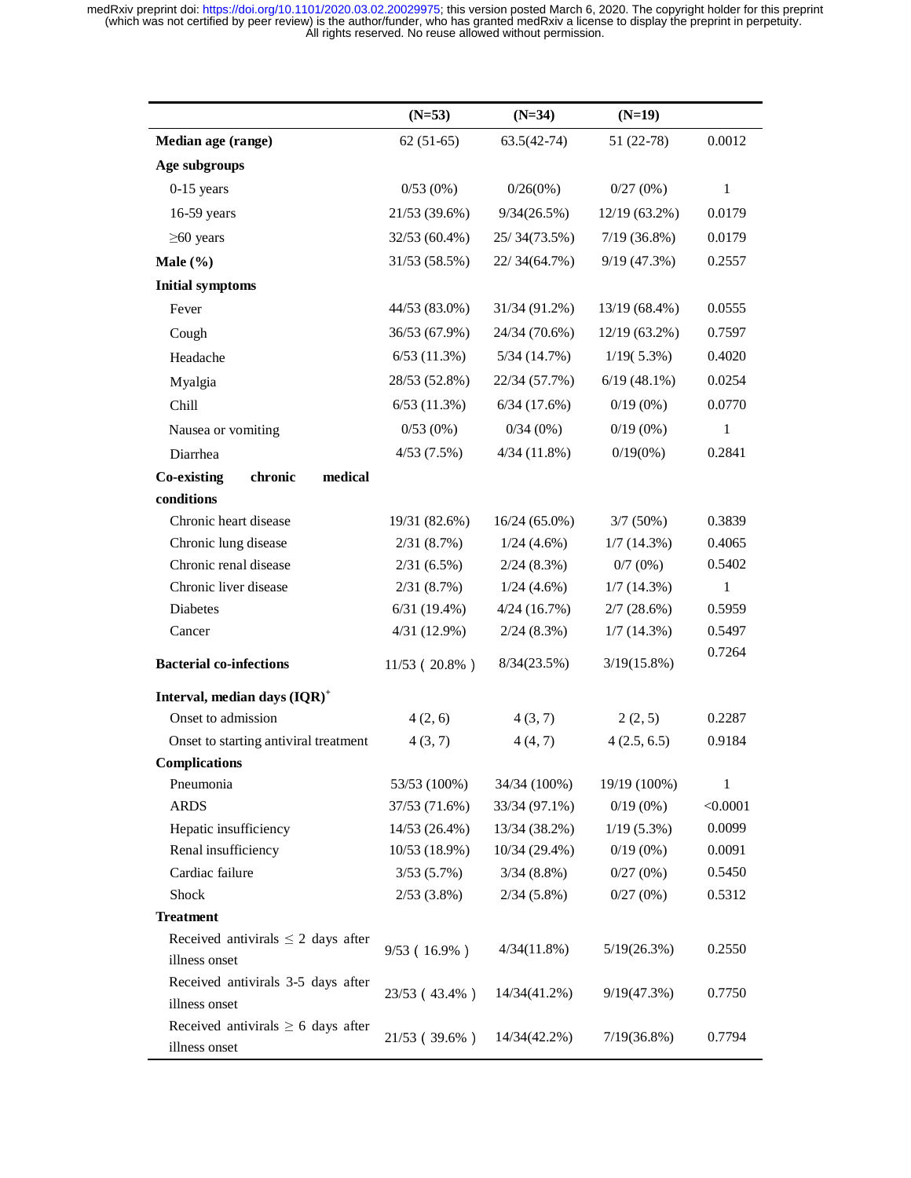| | (N=53) | (N=34) | (N=19) | |
|---|---|---|---|---|
| **Median age (range)** | 62 (51-65) | 63.5(42-74) | 51 (22-78) | 0.0012 |
| **Age subgroups** | | | | |
| 0-15 years | 0/53 (0%) | 0/26(0%) | 0/27 (0%) | 1 |
| 16-59 years | 21/53 (39.6%) | 9/34(26.5%) | 12/19 (63.2%) | 0.0179 |
| ≥60 years | 32/53 (60.4%) | 25/ 34(73.5%) | 7/19 (36.8%) | 0.0179 |
| **Male (%)** | 31/53 (58.5%) | 22/ 34(64.7%) | 9/19 (47.3%) | 0.2557 |
| **Initial symptoms** | | | | |
| Fever | 44/53 (83.0%) | 31/34 (91.2%) | 13/19 (68.4%) | 0.0555 |
| Cough | 36/53 (67.9%) | 24/34 (70.6%) | 12/19 (63.2%) | 0.7597 |
| Headache | 6/53 (11.3%) | 5/34 (14.7%) | 1/19( 5.3%) | 0.4020 |
| Myalgia | 28/53 (52.8%) | 22/34 (57.7%) | 6/19 (48.1%) | 0.0254 |
| Chill | 6/53 (11.3%) | 6/34 (17.6%) | 0/19 (0%) | 0.0770 |
| Nausea or vomiting | 0/53 (0%) | 0/34 (0%) | 0/19 (0%) | 1 |
| Diarrhea | 4/53 (7.5%) | 4/34 (11.8%) | 0/19(0%) | 0.2841 |
| **Co-existing chronic medical conditions** | | | | |
| Chronic heart disease | 19/31 (82.6%) | 16/24 (65.0%) | 3/7 (50%) | 0.3839 |
| Chronic lung disease | 2/31 (8.7%) | 1/24 (4.6%) | 1/7 (14.3%) | 0.4065 |
| Chronic renal disease | 2/31 (6.5%) | 2/24 (8.3%) | 0/7 (0%) | 0.5402 |
| Chronic liver disease | 2/31 (8.7%) | 1/24 (4.6%) | 1/7 (14.3%) | 1 |
| Diabetes | 6/31 (19.4%) | 4/24 (16.7%) | 2/7 (28.6%) | 0.5959 |
| Cancer | 4/31 (12.9%) | 2/24 (8.3%) | 1/7 (14.3%) | 0.5497 |
| **Bacterial co-infections** | 11/53（20.8%） | 8/34(23.5%) | 3/19(15.8%) | 0.7264 |
| **Interval, median days (IQR)**[+] | | | | |
| Onset to admission | 4 (2, 6) | 4 (3, 7) | 2 (2, 5) | 0.2287 |
| Onset to starting antiviral treatment | 4 (3, 7) | 4 (4, 7) | 4 (2.5, 6.5) | 0.9184 |
| **Complications** | | | | |
| Pneumonia | 53/53 (100%) | 34/34 (100%) | 19/19 (100%) | 1 |
| ARDS | 37/53 (71.6%) | 33/34 (97.1%) | 0/19 (0%) | <0.0001 |
| Hepatic insufficiency | 14/53 (26.4%) | 13/34 (38.2%) | 1/19 (5.3%) | 0.0099 |
| Renal insufficiency | 10/53 (18.9%) | 10/34 (29.4%) | 0/19 (0%) | 0.0091 |
| Cardiac failure | 3/53 (5.7%) | 3/34 (8.8%) | 0/27 (0%) | 0.5450 |
| Shock | 2/53 (3.8%) | 2/34 (5.8%) | 0/27 (0%) | 0.5312 |
| **Treatment** | | | | |
| Received antivirals ≤ 2 days after illness onset | 9/53（16.9%） | 4/34(11.8%) | 5/19(26.3%) | 0.2550 |
| Received antivirals 3-5 days after illness onset | 23/53（43.4%） | 14/34(41.2%) | 9/19(47.3%) | 0.7750 |
| Received antivirals ≥ 6 days after illness onset | 21/53（39.6%） | 14/34(42.2%) | 7/19(36.8%) | 0.7794 |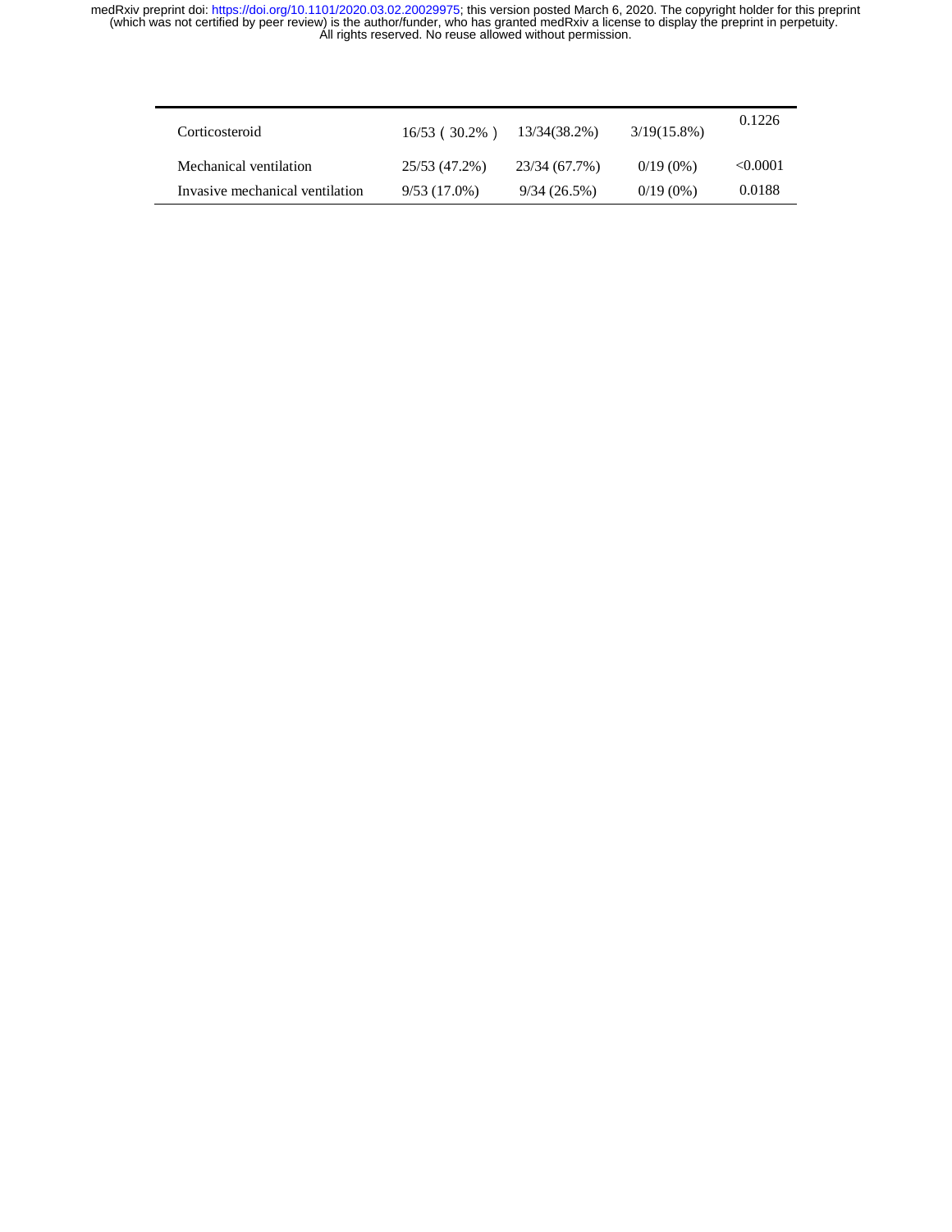| | | | | |
|---|---|---|---|---|
| Corticosteroid | 16/53 ( 30.2% ) | 13/34(38.2%) | 3/19(15.8%) | 0.1226 |
| Mechanical ventilation | 25/53 (47.2%) | 23/34 (67.7%) | 0/19 (0%) | <0.0001 |
| Invasive mechanical ventilation | 9/53 (17.0%) | 9/34 (26.5%) | 0/19 (0%) | 0.0188 |